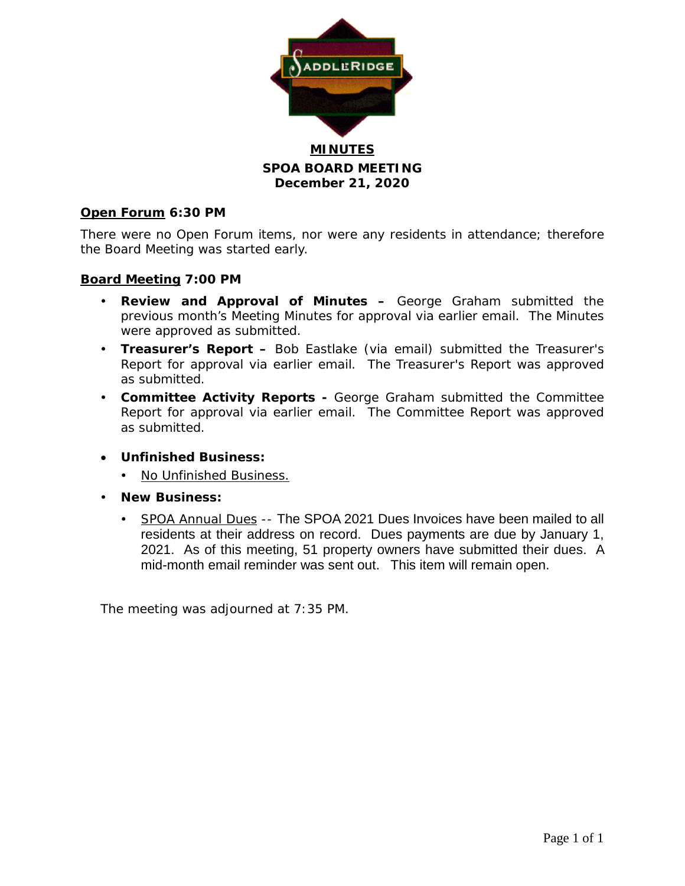SaddleRidge

**MINUTES**

**SPOA BOARD MEETING**

**December 21, 2020**

**Open Forum 6:30 PM**

There were no Open Forum items, nor were any residents in attendance; therefore the Board Meeting was started early.

**Board Meeting 7:00 PM**

- **Review and Approval of Minutes –** George Graham submitted the previous month's Meeting Minutes for approval via earlier email. The Minutes were approved as submitted.
- **Treasurer's Report –** Bob Eastlake (via email) submitted the Treasurer's Report for approval via earlier email. The Treasurer's Report was approved as submitted.
- **Committee Activity Reports -** George Graham submitted the Committee Report for approval via earlier email. The Committee Report was approved as submitted.
- **Unfinished Business:**
  - No Unfinished Business.
- **New Business:**
  - SPOA Annual Dues -- The SPOA 2021 Dues Invoices have been mailed to all residents at their address on record. Dues payments are due by January 1, 2021. As of this meeting, 51 property owners have submitted their dues. A mid-month email reminder was sent out. This item will remain open.

The meeting was adjourned at 7:35 PM.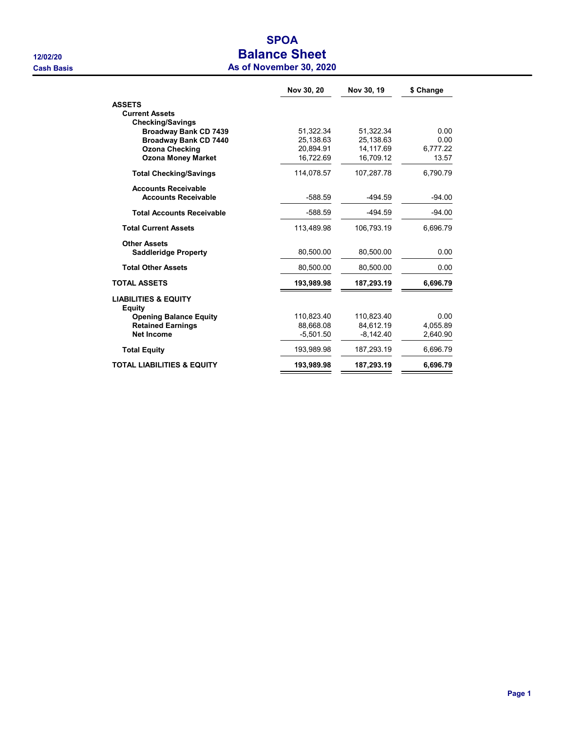# SPOA

## Balance Sheet

### As of November 30, 2020

12/02/20

Cash Basis

| | Nov 30, 20 | Nov 30, 19 | $ Change |
|---|---|---|---|
| **ASSETS** | | | |
| **Current Assets** | | | |
| **Checking/Savings** | | | |
| **Broadway Bank CD 7439** | 51,322.34 | 51,322.34 | 0.00 |
| **Broadway Bank CD 7440** | 25,138.63 | 25,138.63 | 0.00 |
| **Ozona Checking** | 20,894.91 | 14,117.69 | 6,777.22 |
| **Ozona Money Market** | 16,722.69 | 16,709.12 | 13.57 |
| **Total Checking/Savings** | 114,078.57 | 107,287.78 | 6,790.79 |
| **Accounts Receivable** | | | |
| **Accounts Receivable** | -588.59 | -494.59 | -94.00 |
| **Total Accounts Receivable** | -588.59 | -494.59 | -94.00 |
| **Total Current Assets** | 113,489.98 | 106,793.19 | 6,696.79 |
| **Other Assets** | | | |
| **Saddleridge Property** | 80,500.00 | 80,500.00 | 0.00 |
| **Total Other Assets** | 80,500.00 | 80,500.00 | 0.00 |
| **TOTAL ASSETS** | **193,989.98** | **187,293.19** | **6,696.79** |
| **LIABILITIES & EQUITY** | | | |
| **Equity** | | | |
| **Opening Balance Equity** | 110,823.40 | 110,823.40 | 0.00 |
| **Retained Earnings** | 88,668.08 | 84,612.19 | 4,055.89 |
| **Net Income** | -5,501.50 | -8,142.40 | 2,640.90 |
| **Total Equity** | 193,989.98 | 187,293.19 | 6,696.79 |
| **TOTAL LIABILITIES & EQUITY** | **193,989.98** | **187,293.19** | **6,696.79** |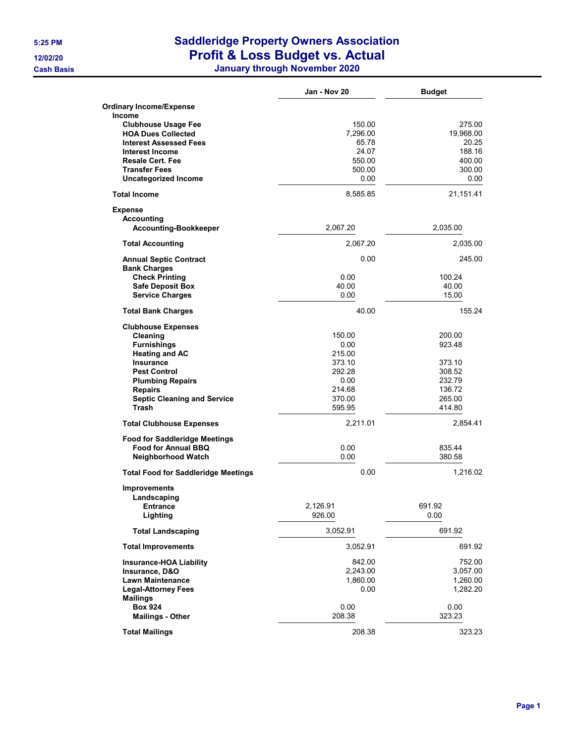# Saddleridge Property Owners Association
## Profit & Loss Budget vs. Actual
### January through November 2020

5:25 PM
12/02/20
**Cash Basis**

| | Jan - Nov 20 | Budget |
|---|---|---|
| **Ordinary Income/Expense** | | |
| **Income** | | |
| **Clubhouse Usage Fee** | 150.00 | 275.00 |
| **HOA Dues Collected** | 7,296.00 | 19,968.00 |
| **Interest Assessed Fees** | 65.78 | 20.25 |
| **Interest Income** | 24.07 | 188.16 |
| **Resale Cert. Fee** | 550.00 | 400.00 |
| **Transfer Fees** | 500.00 | 300.00 |
| **Uncategorized Income** | 0.00 | 0.00 |
| **Total Income** | 8,585.85 | 21,151.41 |
| **Expense** | | |
| **Accounting** | | |
| **Accounting-Bookkeeper** | 2,067.20 | 2,035.00 |
| **Total Accounting** | 2,067.20 | 2,035.00 |
| **Annual Septic Contract** | 0.00 | 245.00 |
| **Bank Charges** | | |
| **Check Printing** | 0.00 | 100.24 |
| **Safe Deposit Box** | 40.00 | 40.00 |
| **Service Charges** | 0.00 | 15.00 |
| **Total Bank Charges** | 40.00 | 155.24 |
| **Clubhouse Expenses** | | |
| **Cleaning** | 150.00 | 200.00 |
| **Furnishings** | 0.00 | 923.48 |
| **Heating and AC** | 215.00 | |
| **Insurance** | 373.10 | 373.10 |
| **Pest Control** | 292.28 | 308.52 |
| **Plumbing Repairs** | 0.00 | 232.79 |
| **Repairs** | 214.68 | 136.72 |
| **Septic Cleaning and Service** | 370.00 | 265.00 |
| **Trash** | 595.95 | 414.80 |
| **Total Clubhouse Expenses** | 2,211.01 | 2,854.41 |
| **Food for Saddleridge Meetings** | | |
| **Food for Annual BBQ** | 0.00 | 835.44 |
| **Neighborhood Watch** | 0.00 | 380.58 |
| **Total Food for Saddleridge Meetings** | 0.00 | 1,216.02 |
| **Improvements** | | |
| **Landscaping** | | |
| **Entrance** | 2,126.91 | 691.92 |
| **Lighting** | 926.00 | 0.00 |
| **Total Landscaping** | 3,052.91 | 691.92 |
| **Total Improvements** | 3,052.91 | 691.92 |
| **Insurance-HOA Liability** | 842.00 | 752.00 |
| **Insurance, D&O** | 2,243.00 | 3,057.00 |
| **Lawn Maintenance** | 1,860.00 | 1,260.00 |
| **Legal-Attorney Fees** | 0.00 | 1,282.20 |
| **Mailings** | | |
| **Box 924** | 0.00 | 0.00 |
| **Mailings - Other** | 208.38 | 323.23 |
| **Total Mailings** | 208.38 | 323.23 |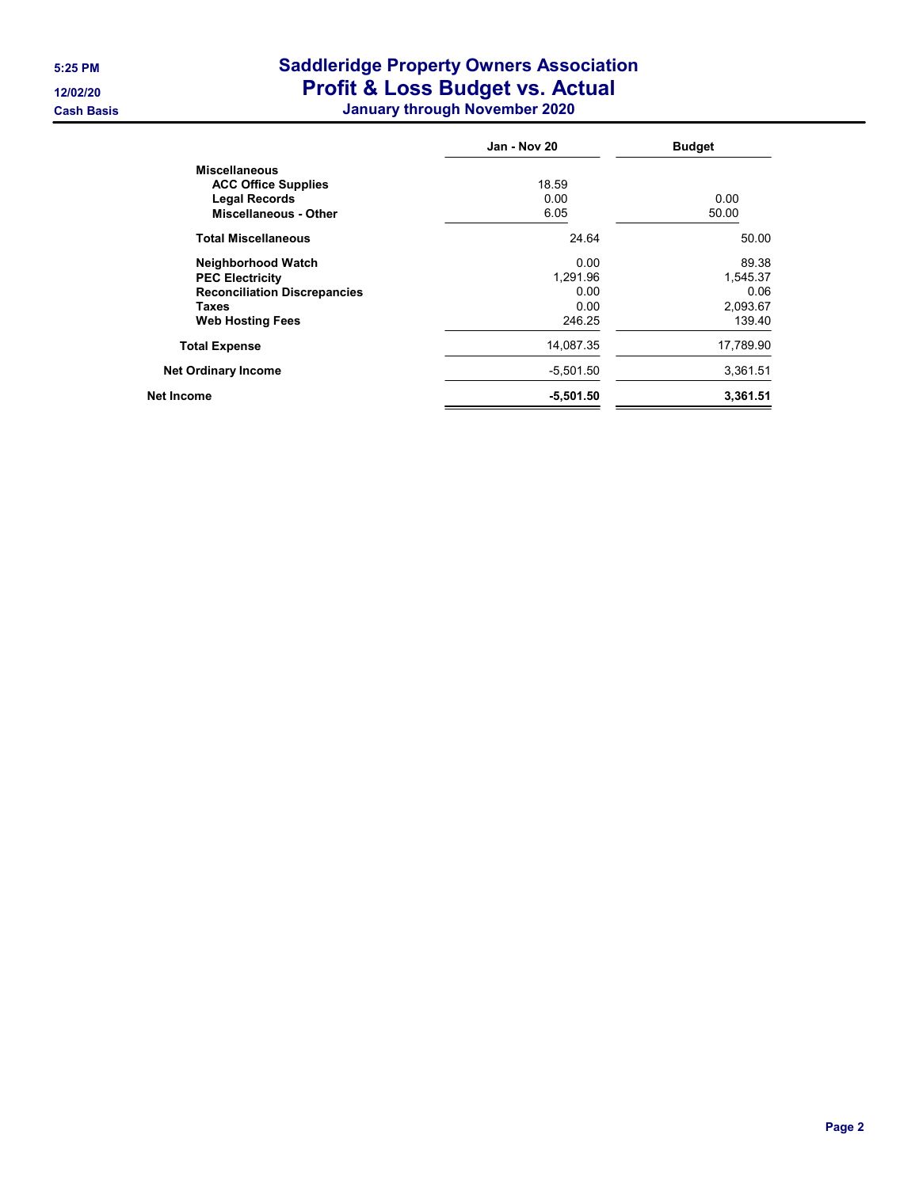5:25 PM
12/02/20
Cash Basis

# Saddleridge Property Owners Association
## Profit & Loss Budget vs. Actual
### January through November 2020

| | Jan - Nov 20 | Budget |
|---|---|---|
| **Miscellaneous** | | |
| **ACC Office Supplies** | 18.59 | |
| **Legal Records** | 0.00 | 0.00 |
| **Miscellaneous - Other** | 6.05 | 50.00 |
| **Total Miscellaneous** | 24.64 | 50.00 |
| **Neighborhood Watch** | 0.00 | 89.38 |
| **PEC Electricity** | 1,291.96 | 1,545.37 |
| **Reconciliation Discrepancies** | 0.00 | 0.06 |
| **Taxes** | 0.00 | 2,093.67 |
| **Web Hosting Fees** | 246.25 | 139.40 |
| **Total Expense** | 14,087.35 | 17,789.90 |
| **Net Ordinary Income** | -5,501.50 | 3,361.51 |
| **Net Income** | **-5,501.50** | **3,361.51** |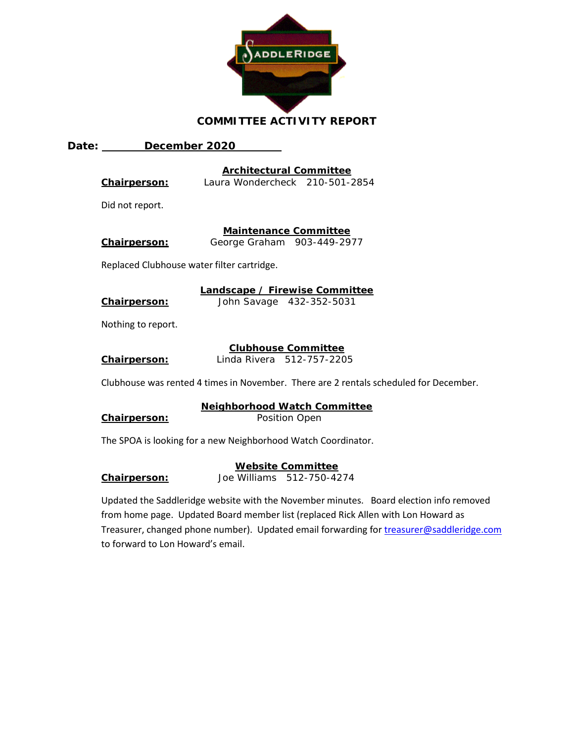# COMMITTEE ACTIVITY REPORT

**Date: December 2020**

## Architectural Committee

**Chairperson:** Laura Wondercheck 210-501-2854

Did not report.

## Maintenance Committee

**Chairperson:** George Graham 903-449-2977

Replaced Clubhouse water filter cartridge.

## Landscape / Firewise Committee

**Chairperson:** John Savage 432-352-5031

Nothing to report.

## Clubhouse Committee

**Chairperson:** Linda Rivera 512-757-2205

Clubhouse was rented 4 times in November. There are 2 rentals scheduled for December.

## Neighborhood Watch Committee

**Chairperson:** Position Open

The SPOA is looking for a new Neighborhood Watch Coordinator.

## Website Committee

**Chairperson:** Joe Williams 512-750-4274

Updated the Saddleridge website with the November minutes. Board election info removed from home page. Updated Board member list (replaced Rick Allen with Lon Howard as Treasurer, changed phone number). Updated email forwarding for treasurer@saddleridge.com to forward to Lon Howard's email.